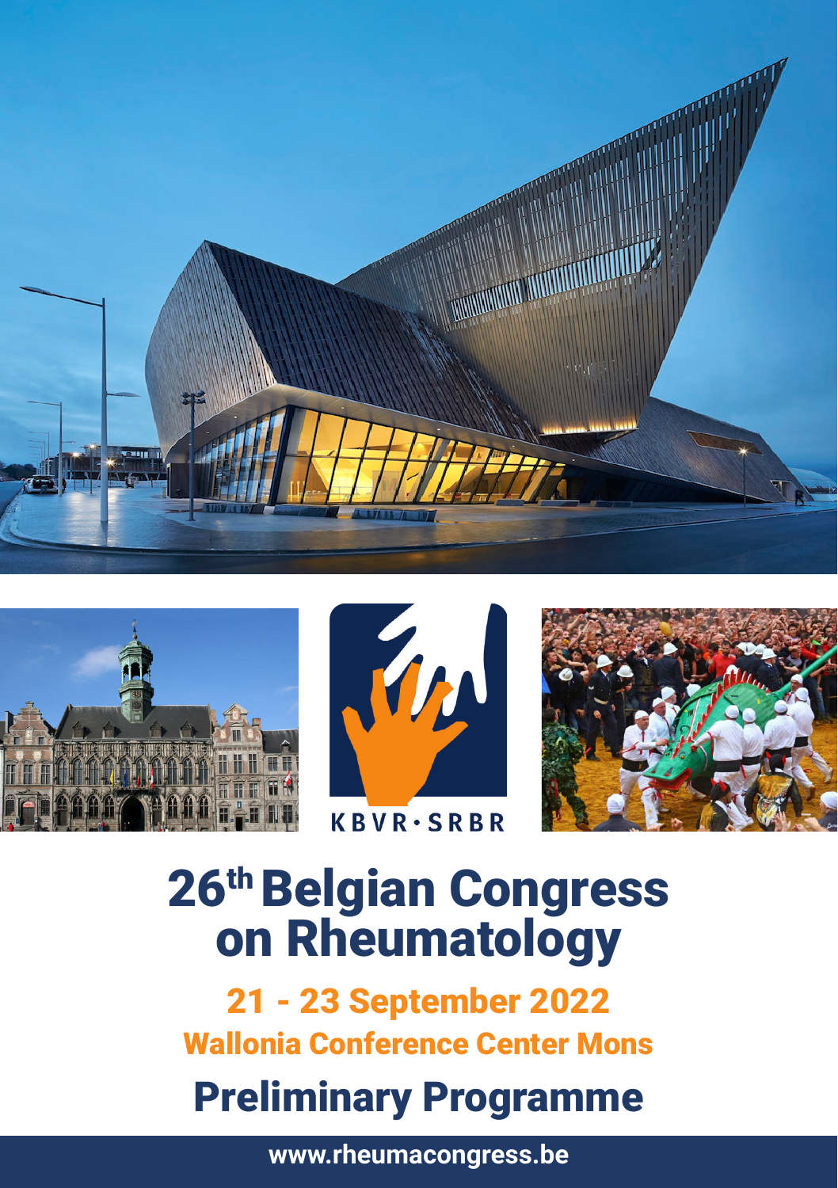KBVR · SRBR

# 26th Belgian Congress on Rheumatology

## 21 - 23 September 2022

### Wallonia Conference Center Mons

# Preliminary Programme

**www.rheumacongress.be**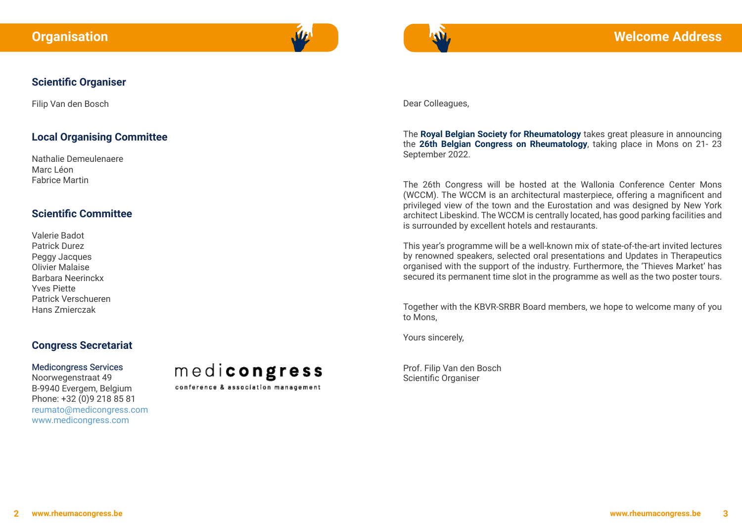# Organisation

## Scientific Organiser

Filip Van den Bosch

## Local Organising Committee

Nathalie Demeulenaere
Marc Léon
Fabrice Martin

## Scientific Committee

Valerie Badot
Patrick Durez
Peggy Jacques
Olivier Malaise
Barbara Neerinckx
Yves Piette
Patrick Verschueren
Hans Zmierczak

## Congress Secretariat

Medicongress Services
Noorwegenstraat 49
B-9940 Evergem, Belgium
Phone: +32 (0)9 218 85 81
reumato@medicongress.com
www.medicongress.com

medicongress
conference & association management

# Welcome Address

Dear Colleagues,

The **Royal Belgian Society for Rheumatology** takes great pleasure in announcing the **26th Belgian Congress on Rheumatology**, taking place in Mons on 21- 23 September 2022.

The 26th Congress will be hosted at the Wallonia Conference Center Mons (WCCM). The WCCM is an architectural masterpiece, offering a magnificent and privileged view of the town and the Eurostation and was designed by New York architect Libeskind. The WCCM is centrally located, has good parking facilities and is surrounded by excellent hotels and restaurants.

This year's programme will be a well-known mix of state-of-the-art invited lectures by renowned speakers, selected oral presentations and Updates in Therapeutics organised with the support of the industry. Furthermore, the 'Thieves Market' has secured its permanent time slot in the programme as well as the two poster tours.

Together with the KBVR-SRBR Board members, we hope to welcome many of you to Mons,

Yours sincerely,

Prof. Filip Van den Bosch
Scientific Organiser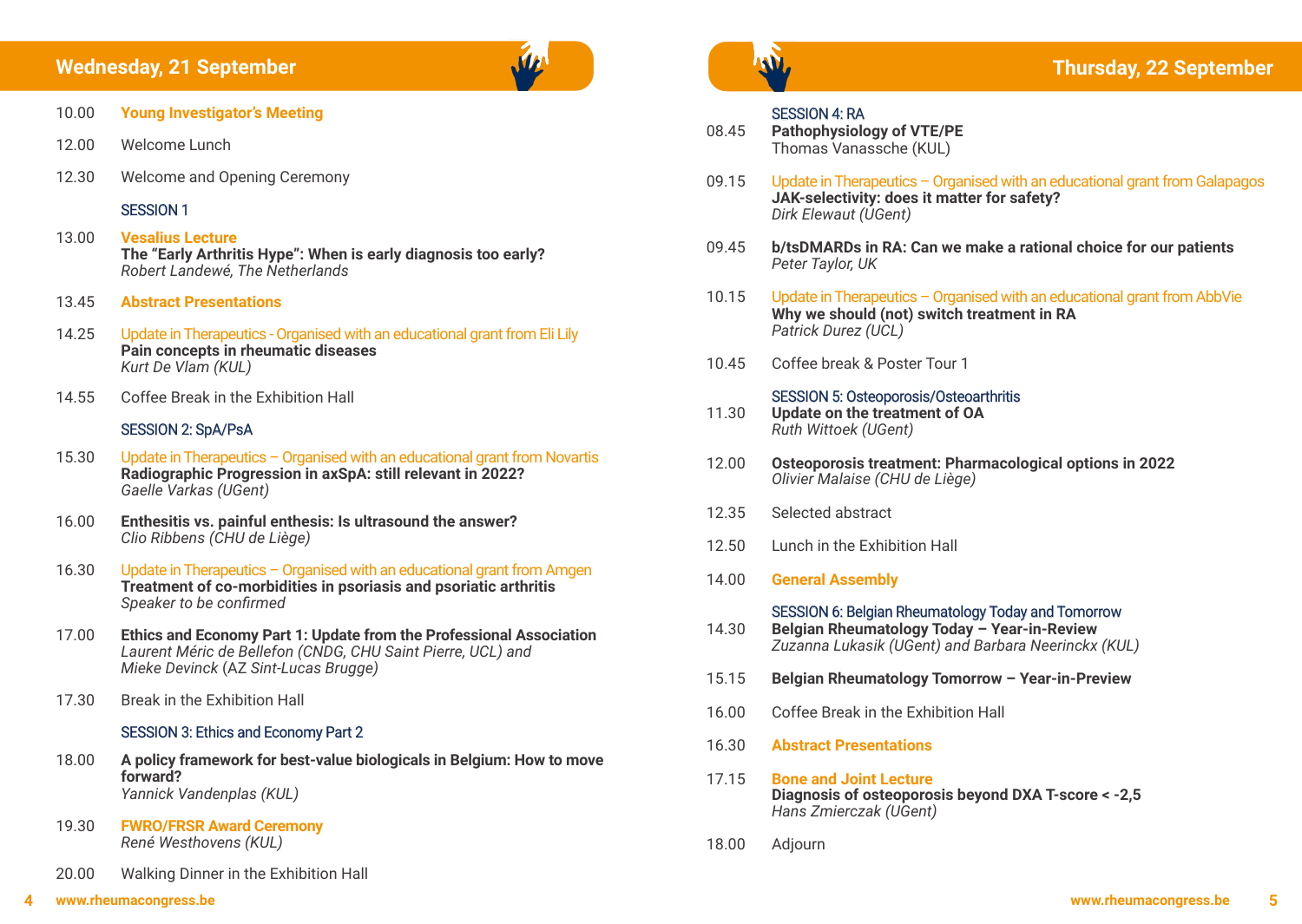## Wednesday, 21 September

10.00 **Young Investigator's Meeting**

12.00 Welcome Lunch

12.30 Welcome and Opening Ceremony

### SESSION 1

13.00 **Vesalius Lecture**
**The "Early Arthritis Hype": When is early diagnosis too early?**
*Robert Landewé, The Netherlands*

13.45 **Abstract Presentations**

14.25 Update in Therapeutics - Organised with an educational grant from Eli Lily
**Pain concepts in rheumatic diseases**
*Kurt De Vlam (KUL)*

14.55 Coffee Break in the Exhibition Hall

### SESSION 2: SpA/PsA

15.30 Update in Therapeutics – Organised with an educational grant from Novartis
**Radiographic Progression in axSpA: still relevant in 2022?**
*Gaelle Varkas (UGent)*

16.00 **Enthesitis vs. painful enthesis: Is ultrasound the answer?**
*Clio Ribbens (CHU de Liège)*

16.30 Update in Therapeutics – Organised with an educational grant from Amgen
**Treatment of co-morbidities in psoriasis and psoriatic arthritis**
*Speaker to be confirmed*

17.00 **Ethics and Economy Part 1: Update from the Professional Association**
*Laurent Méric de Bellefon (CNDG, CHU Saint Pierre, UCL) and*
*Mieke Devinck* (*AZ Sint-Lucas Brugge*)

17.30 Break in the Exhibition Hall

### SESSION 3: Ethics and Economy Part 2

18.00 **A policy framework for best-value biologicals in Belgium: How to move forward?**
*Yannick Vandenplas (KUL)*

19.30 **FWRO/FRSR Award Ceremony**
*René Westhovens (KUL)*

20.00 Walking Dinner in the Exhibition Hall

## Thursday, 22 September

### SESSION 4: RA

08.45 **Pathophysiology of VTE/PE**
Thomas Vanassche (KUL)

09.15 Update in Therapeutics – Organised with an educational grant from Galapagos
**JAK-selectivity: does it matter for safety?**
*Dirk Elewaut (UGent)*

09.45 **b/tsDMARDs in RA: Can we make a rational choice for our patients**
*Peter Taylor, UK*

10.15 Update in Therapeutics – Organised with an educational grant from AbbVie
**Why we should (not) switch treatment in RA**
*Patrick Durez (UCL)*

10.45 Coffee break & Poster Tour 1

### SESSION 5: Osteoporosis/Osteoarthritis

11.30 **Update on the treatment of OA**
*Ruth Wittoek (UGent)*

12.00 **Osteoporosis treatment: Pharmacological options in 2022**
*Olivier Malaise (CHU de Liège)*

12.35 Selected abstract

12.50 Lunch in the Exhibition Hall

14.00 **General Assembly**

### SESSION 6: Belgian Rheumatology Today and Tomorrow

14.30 **Belgian Rheumatology Today – Year-in-Review**
*Zuzanna Lukasik (UGent) and Barbara Neerinckx (KUL)*

15.15 **Belgian Rheumatology Tomorrow – Year-in-Preview**

16.00 Coffee Break in the Exhibition Hall

16.30 **Abstract Presentations**

17.15 **Bone and Joint Lecture**
**Diagnosis of osteoporosis beyond DXA T-score < -2,5**
*Hans Zmierczak (UGent)*

18.00 Adjourn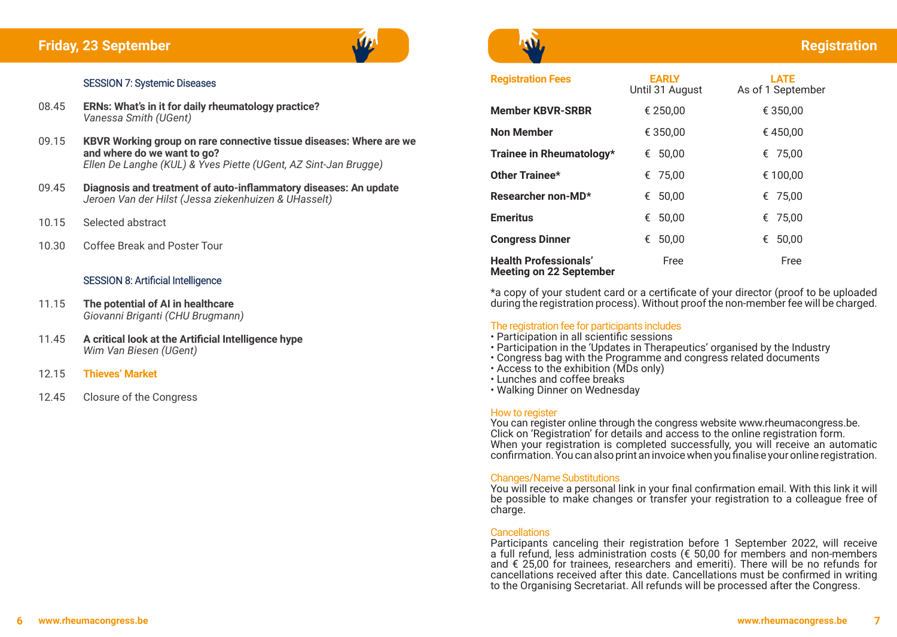## Friday, 23 September

### SESSION 7: Systemic Diseases

08.45 **ERNs: What's in it for daily rheumatology practice?**
*Vanessa Smith (UGent)*

09.15 **KBVR Working group on rare connective tissue diseases: Where are we and where do we want to go?**
*Ellen De Langhe (KUL) & Yves Piette (UGent, AZ Sint-Jan Brugge)*

09.45 **Diagnosis and treatment of auto-inflammatory diseases: An update**
*Jeroen Van der Hilst (Jessa ziekenhuizen & UHasselt)*

10.15 Selected abstract

10.30 Coffee Break and Poster Tour

### SESSION 8: Artificial Intelligence

11.15 **The potential of AI in healthcare**
*Giovanni Briganti (CHU Brugmann)*

11.45 **A critical look at the Artificial Intelligence hype**
*Wim Van Biesen (UGent)*

12.15 **Thieves' Market**

12.45 Closure of the Congress

## Registration

| Registration Fees | EARLY Until 31 August | LATE As of 1 September |
|---|---|---|
| **Member KBVR-SRBR** | € 250,00 | € 350,00 |
| **Non Member** | € 350,00 | € 450,00 |
| **Trainee in Rheumatology*** | € 50,00 | € 75,00 |
| **Other Trainee*** | € 75,00 | € 100,00 |
| **Researcher non-MD*** | € 50,00 | € 75,00 |
| **Emeritus** | € 50,00 | € 75,00 |
| **Congress Dinner** | € 50,00 | € 50,00 |
| **Health Professionals' Meeting on 22 September** | Free | Free |

*a copy of your student card or a certificate of your director (proof to be uploaded during the registration process). Without proof the non-member fee will be charged.

### The registration fee for participants includes

- Participation in all scientific sessions
- Participation in the 'Updates in Therapeutics' organised by the Industry
- Congress bag with the Programme and congress related documents
- Access to the exhibition (MDs only)
- Lunches and coffee breaks
- Walking Dinner on Wednesday

### How to register

You can register online through the congress website www.rheumacongress.be. Click on 'Registration' for details and access to the online registration form. When your registration is completed successfully, you will receive an automatic confirmation. You can also print an invoice when you finalise your online registration.

### Changes/Name Substitutions

You will receive a personal link in your final confirmation email. With this link it will be possible to make changes or transfer your registration to a colleague free of charge.

### Cancellations

Participants canceling their registration before 1 September 2022, will receive a full refund, less administration costs (€ 50,00 for members and non-members and € 25,00 for trainees, researchers and emeriti). There will be no refunds for cancellations received after this date. Cancellations must be confirmed in writing to the Organising Secretariat. All refunds will be processed after the Congress.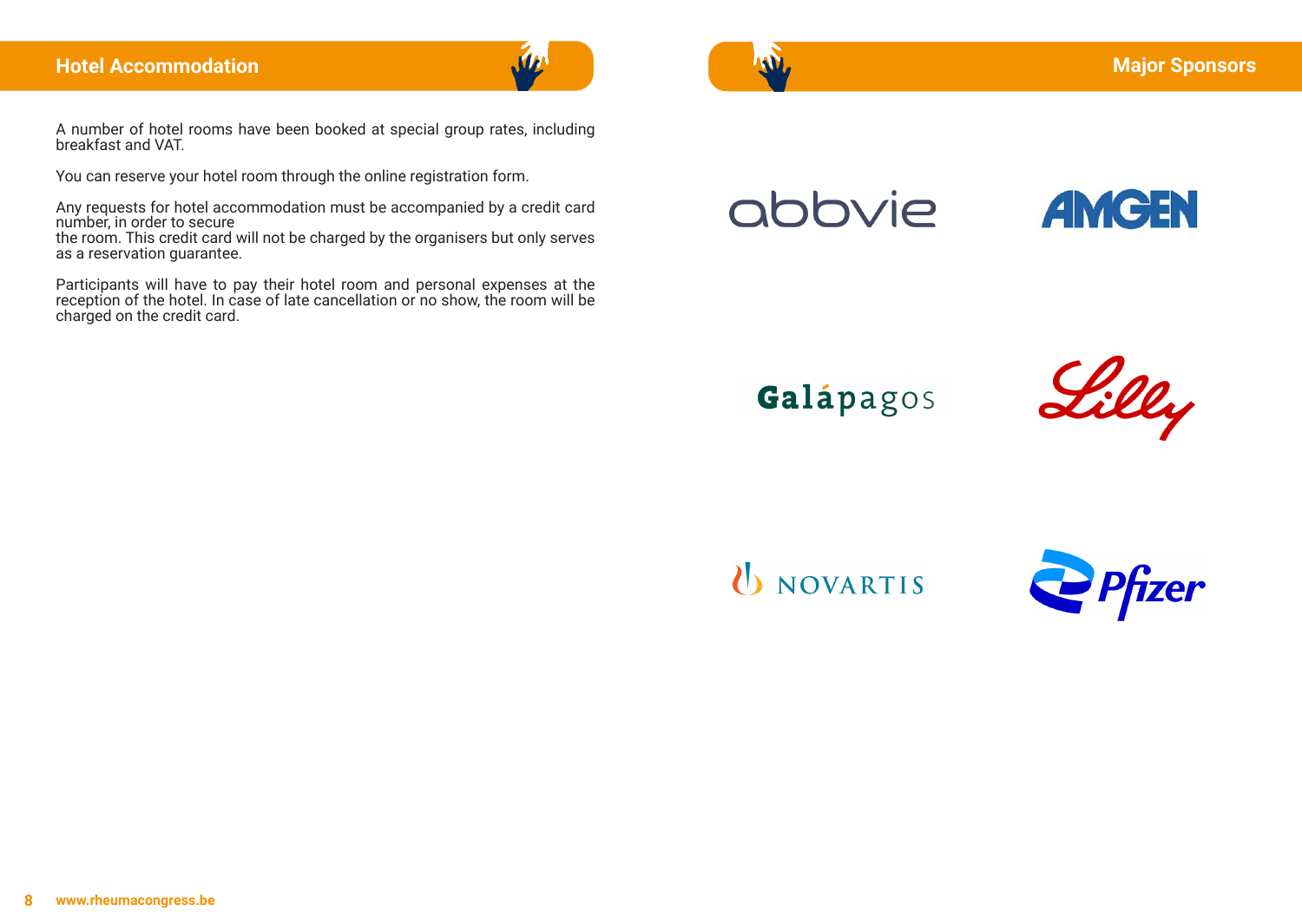## Hotel Accommodation

A number of hotel rooms have been booked at special group rates, including breakfast and VAT.

You can reserve your hotel room through the online registration form.

Any requests for hotel accommodation must be accompanied by a credit card number, in order to secure the room. This credit card will not be charged by the organisers but only serves as a reservation guarantee.

Participants will have to pay their hotel room and personal expenses at the reception of the hotel. In case of late cancellation or no show, the room will be charged on the credit card.

## Major Sponsors

abbvie

AMGEN

Galápagos

Lilly

NOVARTIS

Pfizer